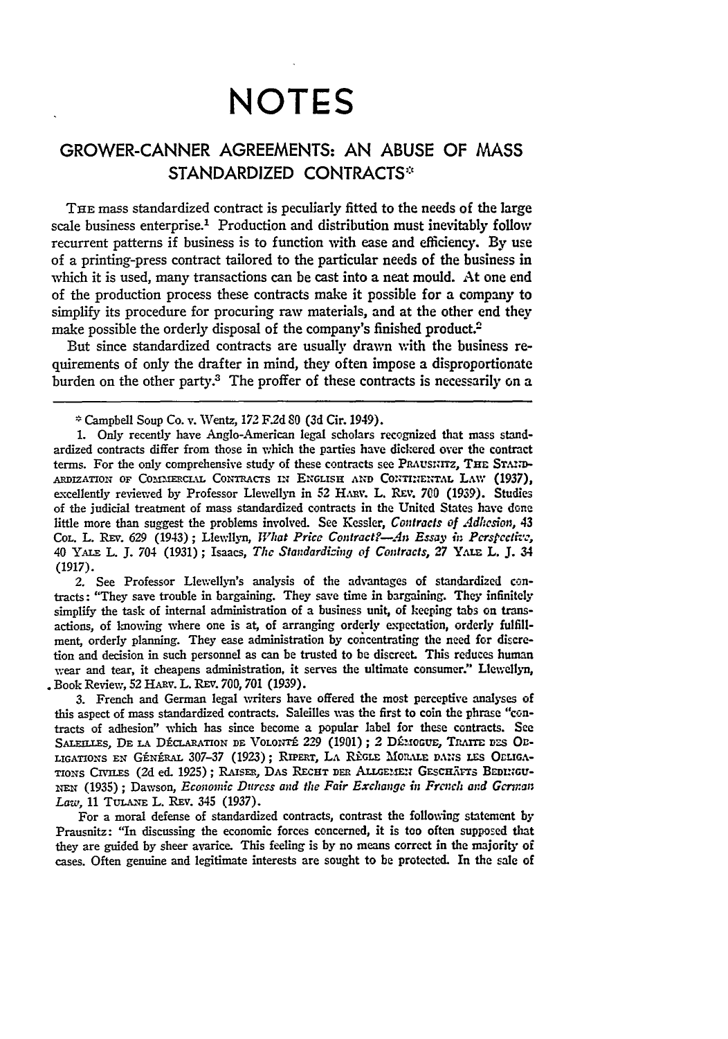# NOTES

## GROWER-CANNER AGREEMENTS: AN ABUSE OF MASS STANDARDIZED CONTRACTS*

The mass standardized contract is peculiarly fitted to the needs of the large scale business enterprise.[1] Production and distribution must inevitably follow recurrent patterns if business is to function with ease and efficiency. By use of a printing-press contract tailored to the particular needs of the business in which it is used, many transactions can be cast into a neat mould. At one end of the production process these contracts make it possible for a company to simplify its procedure for procuring raw materials, and at the other end they make possible the orderly disposal of the company's finished product.[2]

But since standardized contracts are usually drawn with the business requirements of only the drafter in mind, they often impose a disproportionate burden on the other party.[3] The proffer of these contracts is necessarily on a

---

\* Campbell Soup Co. v. Wentz, 172 F.2d 80 (3d Cir. 1949).

1. Only recently have Anglo-American legal scholars recognized that mass standardized contracts differ from those in which the parties have dickered over the contract terms. For the only comprehensive study of these contracts see PRAUSNITZ, THE STANDARDIZATION OF COMMERCIAL CONTRACTS IN ENGLISH AND CONTINENTAL LAW (1937), excellently reviewed by Professor Llewellyn in 52 HARV. L. REV. 700 (1939). Studies of the judicial treatment of mass standardized contracts in the United States have done little more than suggest the problems involved. See Kessler, *Contracts of Adhesion*, 43 COL. L. REV. 629 (1943); Llewllyn, *What Price Contract?—An Essay in Perspective*, 40 YALE L. J. 704 (1931); Isaacs, *The Standardizing of Contracts*, 27 YALE L. J. 34 (1917).

2. See Professor Llewellyn's analysis of the advantages of standardized contracts: "They save trouble in bargaining. They save time in bargaining. They infinitely simplify the task of internal administration of a business unit, of keeping tabs on transactions, of knowing where one is at, of arranging orderly expectation, orderly fulfillment, orderly planning. They ease administration by concentrating the need for discretion and decision in such personnel as can be trusted to be discreet. This reduces human wear and tear, it cheapens administration, it serves the ultimate consumer." Llewellyn, Book Review, 52 HARV. L. REV. 700, 701 (1939).

3. French and German legal writers have offered the most perceptive analyses of this aspect of mass standardized contracts. Saleilles was the first to coin the phrase "contracts of adhesion" which has since become a popular label for these contracts. See SALEILLES, DE LA DÉCLARATION DE VOLONTÉ 229 (1901); 2 DÉMOGUE, TRAITÉ DES OBLIGATIONS EN GÉNÉRAL 307-37 (1923); RIPERT, LA RÈGLE MORALE DANS LES OBLIGATIONS CIVILES (2d ed. 1925); RAISER, DAS RECHT DER ALLGEMEIN GESCHÄFTS BEDINGUNEN (1935); Dawson, *Economic Duress and the Fair Exchange in French and German Law*, 11 TULANE L. REV. 345 (1937).

For a moral defense of standardized contracts, contrast the following statement by Prausnitz: "In discussing the economic forces concerned, it is too often supposed that they are guided by sheer avarice. This feeling is by no means correct in the majority of cases. Often genuine and legitimate interests are sought to be protected. In the sale of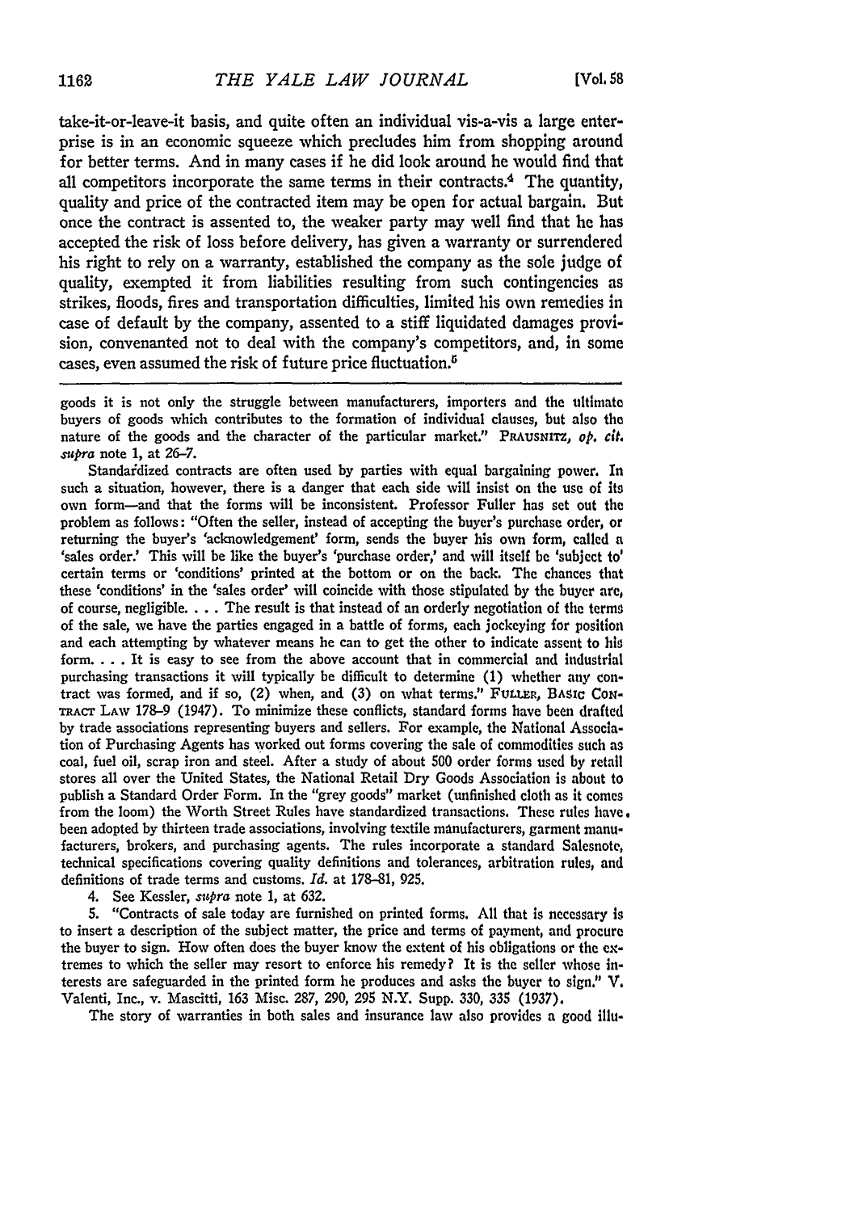take-it-or-leave-it basis, and quite often an individual vis-a-vis a large enterprise is in an economic squeeze which precludes him from shopping around for better terms. And in many cases if he did look around he would find that all competitors incorporate the same terms in their contracts.[4] The quantity, quality and price of the contracted item may be open for actual bargain. But once the contract is assented to, the weaker party may well find that he has accepted the risk of loss before delivery, has given a warranty or surrendered his right to rely on a warranty, established the company as the sole judge of quality, exempted it from liabilities resulting from such contingencies as strikes, floods, fires and transportation difficulties, limited his own remedies in case of default by the company, assented to a stiff liquidated damages provision, convenanted not to deal with the company's competitors, and, in some cases, even assumed the risk of future price fluctuation.[5]

---

goods it is not only the struggle between manufacturers, importers and the ultimate buyers of goods which contributes to the formation of individual clauses, but also the nature of the goods and the character of the particular market." PRAUSNITZ, *op. cit. supra* note 1, at 26–7.

Standardized contracts are often used by parties with equal bargaining power. In such a situation, however, there is a danger that each side will insist on the use of its own form—and that the forms will be inconsistent. Professor Fuller has set out the problem as follows: "Often the seller, instead of accepting the buyer's purchase order, or returning the buyer's 'acknowledgement' form, sends the buyer his own form, called a 'sales order.' This will be like the buyer's 'purchase order,' and will itself be 'subject to' certain terms or 'conditions' printed at the bottom or on the back. The chances that these 'conditions' in the 'sales order' will coincide with those stipulated by the buyer are, of course, negligible. . . . The result is that instead of an orderly negotiation of the terms of the sale, we have the parties engaged in a battle of forms, each jockeying for position and each attempting by whatever means he can to get the other to indicate assent to his form. . . . It is easy to see from the above account that in commercial and industrial purchasing transactions it will typically be difficult to determine (1) whether any contract was formed, and if so, (2) when, and (3) on what terms." FULLER, BASIC CONTRACT LAW 178–9 (1947). To minimize these conflicts, standard forms have been drafted by trade associations representing buyers and sellers. For example, the National Association of Purchasing Agents has worked out forms covering the sale of commodities such as coal, fuel oil, scrap iron and steel. After a study of about 500 order forms used by retail stores all over the United States, the National Retail Dry Goods Association is about to publish a Standard Order Form. In the "grey goods" market (unfinished cloth as it comes from the loom) the Worth Street Rules have standardized transactions. These rules have been adopted by thirteen trade associations, involving textile manufacturers, garment manufacturers, brokers, and purchasing agents. The rules incorporate a standard Salesnote, technical specifications covering quality definitions and tolerances, arbitration rules, and definitions of trade terms and customs. *Id.* at 178–81, 925.

4. See Kessler, *supra* note 1, at 632.

5. "Contracts of sale today are furnished on printed forms. All that is necessary is to insert a description of the subject matter, the price and terms of payment, and procure the buyer to sign. How often does the buyer know the extent of his obligations or the extremes to which the seller may resort to enforce his remedy? It is the seller whose interests are safeguarded in the printed form he produces and asks the buyer to sign." V. Valenti, Inc., v. Mascitti, 163 Misc. 287, 290, 295 N.Y. Supp. 330, 335 (1937).

The story of warranties in both sales and insurance law also provides a good illu-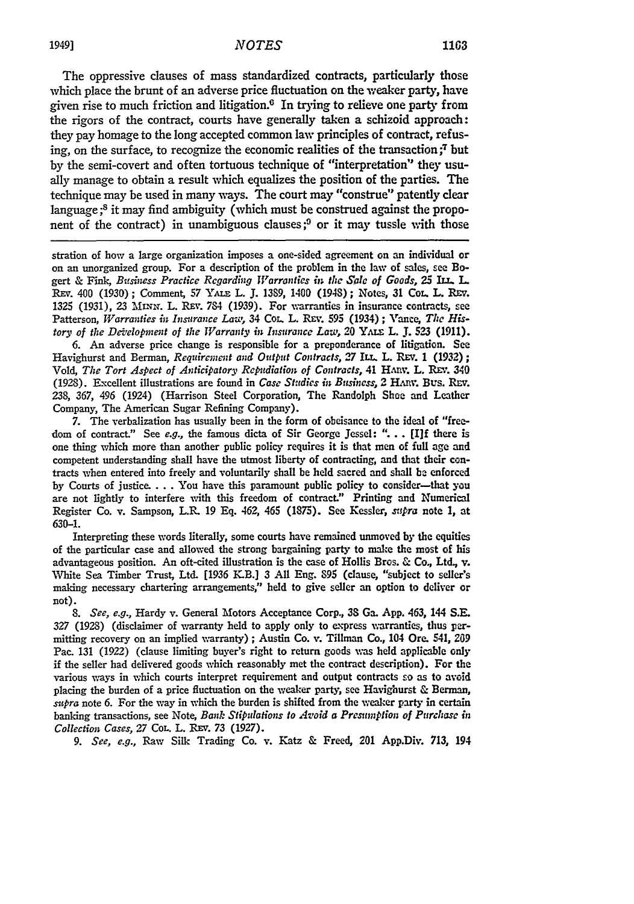The oppressive clauses of mass standardized contracts, particularly those which place the brunt of an adverse price fluctuation on the weaker party, have given rise to much friction and litigation.[6] In trying to relieve one party from the rigors of the contract, courts have generally taken a schizoid approach: they pay homage to the long accepted common law principles of contract, refusing, on the surface, to recognize the economic realities of the transaction;[7] but by the semi-covert and often tortuous technique of "interpretation" they usually manage to obtain a result which equalizes the position of the parties. The technique may be used in many ways. The court may "construe" patently clear language;[8] it may find ambiguity (which must be construed against the proponent of the contract) in unambiguous clauses;[9] or it may tussle with those

---

stration of how a large organization imposes a one-sided agreement on an individual or on an unorganized group. For a description of the problem in the law of sales, see Bogert & Fink, *Business Practice Regarding Warranties in the Sale of Goods*, 25 ILL. L. REV. 400 (1930); Comment, 57 YALE L. J. 1389, 1400 (1948); Notes, 31 COL. L. REV. 1325 (1931), 23 MINN. L. REV. 784 (1939). For warranties in insurance contracts, see Patterson, *Warranties in Insurance Law*, 34 COL. L. REV. 595 (1934); Vance, *The History of the Development of the Warranty in Insurance Law*, 20 YALE L. J. 523 (1911).

6. An adverse price change is responsible for a preponderance of litigation. See Havighurst and Berman, *Requirement and Output Contracts*, 27 ILL. L. REV. 1 (1932); Vold, *The Tort Aspect of Anticipatory Repudiation of Contracts*, 41 HARV. L. REV. 340 (1928). Excellent illustrations are found in *Case Studies in Business*, 2 HARV. BUS. REV. 238, 367, 496 (1924) (Harrison Steel Corporation, The Randolph Shoe and Leather Company, The American Sugar Refining Company).

7. The verbalization has usually been in the form of obeisance to the ideal of "freedom of contract." See *e.g.*, the famous dicta of Sir George Jessel: ". . . [I]f there is one thing which more than another public policy requires it is that men of full age and competent understanding shall have the utmost liberty of contracting, and that their contracts when entered into freely and voluntarily shall be held sacred and shall be enforced by Courts of justice. . . . You have this paramount public policy to consider—that you are not lightly to interfere with this freedom of contract." Printing and Numerical Register Co. v. Sampson, L.R. 19 Eq. 462, 465 (1875). See Kessler, *supra* note 1, at 630–1.

Interpreting these words literally, some courts have remained unmoved by the equities of the particular case and allowed the strong bargaining party to make the most of his advantageous position. An oft-cited illustration is the case of Hollis Bros. & Co., Ltd., v. White Sea Timber Trust, Ltd. [1936 K.B.] 3 All Eng. 895 (clause, "subject to seller's making necessary chartering arrangements," held to give seller an option to deliver or not).

8. *See, e.g.*, Hardy v. General Motors Acceptance Corp., 38 Ga. App. 463, 144 S.E. 327 (1928) (disclaimer of warranty held to apply only to express warranties, thus permitting recovery on an implied warranty); Austin Co. v. Tillman Co., 104 Ore. 541, 209 Pac. 131 (1922) (clause limiting buyer's right to return goods was held applicable only if the seller had delivered goods which reasonably met the contract description). For the various ways in which courts interpret requirement and output contracts so as to avoid placing the burden of a price fluctuation on the weaker party, see Havighurst & Berman, *supra* note 6. For the way in which the burden is shifted from the weaker party in certain banking transactions, see Note, *Bank Stipulations to Avoid a Presumption of Purchase in Collection Cases*, 27 COL. L. REV. 73 (1927).

9. *See, e.g.*, Raw Silk Trading Co. v. Katz & Freed, 201 App.Div. 713, 194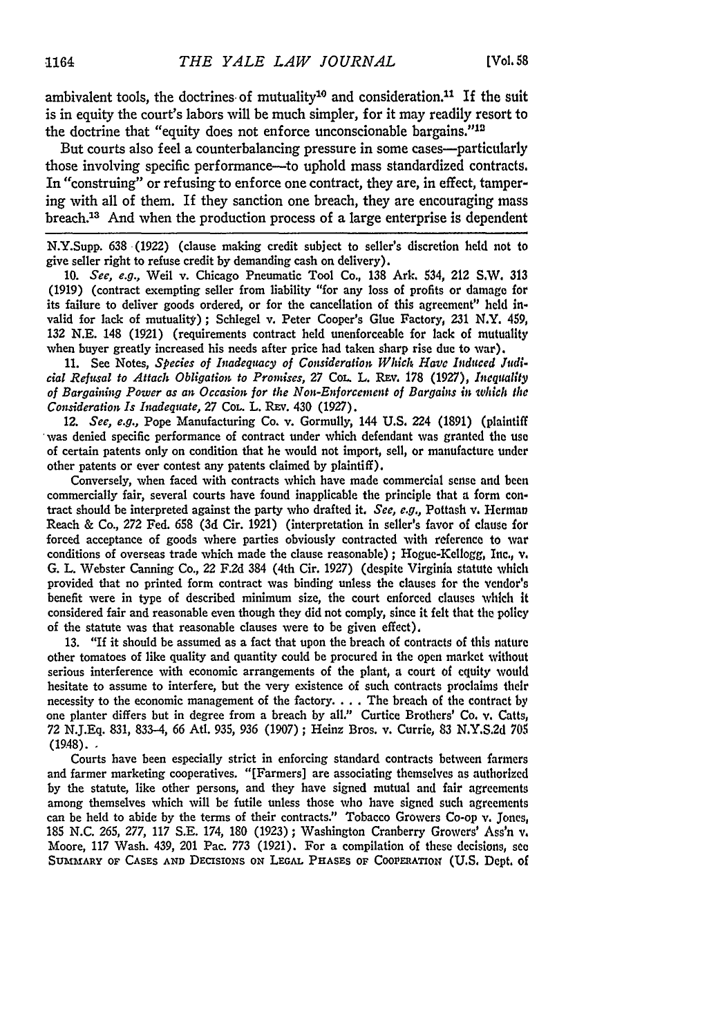ambivalent tools, the doctrines of mutuality[10] and consideration.[11] If the suit is in equity the court's labors will be much simpler, for it may readily resort to the doctrine that "equity does not enforce unconscionable bargains."[12]

But courts also feel a counterbalancing pressure in some cases—particularly those involving specific performance—to uphold mass standardized contracts. In "construing" or refusing to enforce one contract, they are, in effect, tampering with all of them. If they sanction one breach, they are encouraging mass breach.[13] And when the production process of a large enterprise is dependent

N.Y.Supp. 638 (1922) (clause making credit subject to seller's discretion held not to give seller right to refuse credit by demanding cash on delivery).

10. *See, e.g.*, Weil v. Chicago Pneumatic Tool Co., 138 Ark. 534, 212 S.W. 313 (1919) (contract exempting seller from liability "for any loss of profits or damage for its failure to deliver goods ordered, or for the cancellation of this agreement" held invalid for lack of mutuality); Schlegel v. Peter Cooper's Glue Factory, 231 N.Y. 459, 132 N.E. 148 (1921) (requirements contract held unenforceable for lack of mutuality when buyer greatly increased his needs after price had taken sharp rise due to war).

11. See Notes, *Species of Inadequacy of Consideration Which Have Induced Judicial Refusal to Attach Obligation to Promises*, 27 Col. L. Rev. 178 (1927), *Inequality of Bargaining Power as an Occasion for the Non-Enforcement of Bargains in which the Consideration Is Inadequate*, 27 Col. L. Rev. 430 (1927).

12. *See, e.g.*, Pope Manufacturing Co. v. Gormully, 144 U.S. 224 (1891) (plaintiff was denied specific performance of contract under which defendant was granted the use of certain patents only on condition that he would not import, sell, or manufacture under other patents or ever contest any patents claimed by plaintiff).

Conversely, when faced with contracts which have made commercial sense and been commercially fair, several courts have found inapplicable the principle that a form contract should be interpreted against the party who drafted it. *See, e.g.*, Pottash v. Herman Reach & Co., 272 Fed. 658 (3d Cir. 1921) (interpretation in seller's favor of clause for forced acceptance of goods where parties obviously contracted with reference to war conditions of overseas trade which made the clause reasonable); Hogue-Kellogg, Inc., v. G. L. Webster Canning Co., 22 F.2d 384 (4th Cir. 1927) (despite Virginia statute which provided that no printed form contract was binding unless the clauses for the vendor's benefit were in type of described minimum size, the court enforced clauses which it considered fair and reasonable even though they did not comply, since it felt that the policy of the statute was that reasonable clauses were to be given effect).

13. "If it should be assumed as a fact that upon the breach of contracts of this nature other tomatoes of like quality and quantity could be procured in the open market without serious interference with economic arrangements of the plant, a court of equity would hesitate to assume to interfere, but the very existence of such contracts proclaims their necessity to the economic management of the factory. . . . The breach of the contract by one planter differs but in degree from a breach by all." Curtice Brothers' Co. v. Catts, 72 N.J.Eq. 831, 833–4, 66 Atl. 935, 936 (1907); Heinz Bros. v. Currie, 83 N.Y.S.2d 705 (1948).

Courts have been especially strict in enforcing standard contracts between farmers and farmer marketing cooperatives. "[Farmers] are associating themselves as authorized by the statute, like other persons, and they have signed mutual and fair agreements among themselves which will be futile unless those who have signed such agreements can be held to abide by the terms of their contracts." Tobacco Growers Co-op v. Jones, 185 N.C. 265, 277, 117 S.E. 174, 180 (1923); Washington Cranberry Growers' Ass'n v. Moore, 117 Wash. 439, 201 Pac. 773 (1921). For a compilation of these decisions, see Summary of Cases and Decisions on Legal Phases of Cooperation (U.S. Dept. of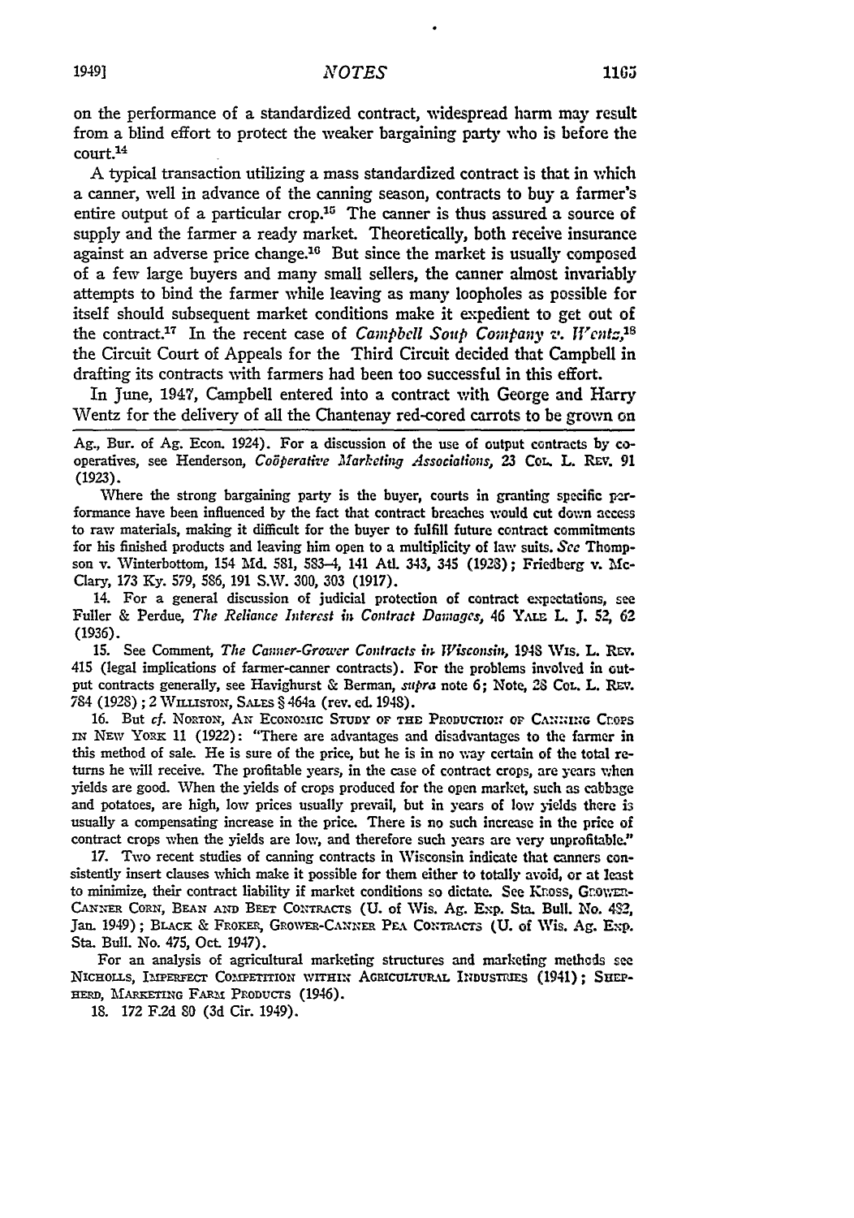on the performance of a standardized contract, widespread harm may result from a blind effort to protect the weaker bargaining party who is before the court.[14]

A typical transaction utilizing a mass standardized contract is that in which a canner, well in advance of the canning season, contracts to buy a farmer's entire output of a particular crop.[15] The canner is thus assured a source of supply and the farmer a ready market. Theoretically, both receive insurance against an adverse price change.[16] But since the market is usually composed of a few large buyers and many small sellers, the canner almost invariably attempts to bind the farmer while leaving as many loopholes as possible for itself should subsequent market conditions make it expedient to get out of the contract.[17] In the recent case of *Campbell Soup Company v. Wentz*,[18] the Circuit Court of Appeals for the Third Circuit decided that Campbell in drafting its contracts with farmers had been too successful in this effort.

In June, 1947, Campbell entered into a contract with George and Harry Wentz for the delivery of all the Chantenay red-cored carrots to be grown on

---

Ag., Bur. of Ag. Econ. 1924). For a discussion of the use of output contracts by co-operatives, see Henderson, *Coöperative Marketing Associations*, 23 Col. L. Rev. 91 (1923).

Where the strong bargaining party is the buyer, courts in granting specific performance have been influenced by the fact that contract breaches would cut down access to raw materials, making it difficult for the buyer to fulfill future contract commitments for his finished products and leaving him open to a multiplicity of law suits. *See* Thompson v. Winterbottom, 154 Md. 581, 583–4, 141 Atl. 343, 345 (1928); Friedberg v. McClary, 173 Ky. 579, 586, 191 S.W. 300, 303 (1917).

14. For a general discussion of judicial protection of contract expectations, see Fuller & Perdue, *The Reliance Interest in Contract Damages*, 46 Yale L. J. 52, 62 (1936).

15. See Comment, *The Canner-Grower Contracts in Wisconsin*, 1948 Wis. L. Rev. 415 (legal implications of farmer-canner contracts). For the problems involved in output contracts generally, see Havighurst & Berman, *supra* note 6; Note, 28 Col. L. Rev. 784 (1928); 2 Williston, Sales § 464a (rev. ed. 1948).

16. But *cf.* Norton, An Economic Study of the Production of Canning Crops in New York 11 (1922): "There are advantages and disadvantages to the farmer in this method of sale. He is sure of the price, but he is in no way certain of the total returns he will receive. The profitable years, in the case of contract crops, are years when yields are good. When the yields of crops produced for the open market, such as cabbage and potatoes, are high, low prices usually prevail, but in years of low yields there is usually a compensating increase in the price. There is no such increase in the price of contract crops when the yields are low, and therefore such years are very unprofitable."

17. Two recent studies of canning contracts in Wisconsin indicate that canners consistently insert clauses which make it possible for them either to totally avoid, or at least to minimize, their contract liability if market conditions so dictate. See Kross, Grower-Canner Corn, Bean and Beet Contracts (U. of Wis. Ag. Exp. Sta. Bull. No. 482, Jan. 1949); Black & Froker, Grower-Canner Pea Contracts (U. of Wis. Ag. Exp. Sta. Bull. No. 475, Oct. 1947).

For an analysis of agricultural marketing structures and marketing methods see Nicholls, Imperfect Competition within Agricultural Industries (1941); Shepherd, Marketing Farm Products (1946).

18. 172 F.2d 80 (3d Cir. 1949).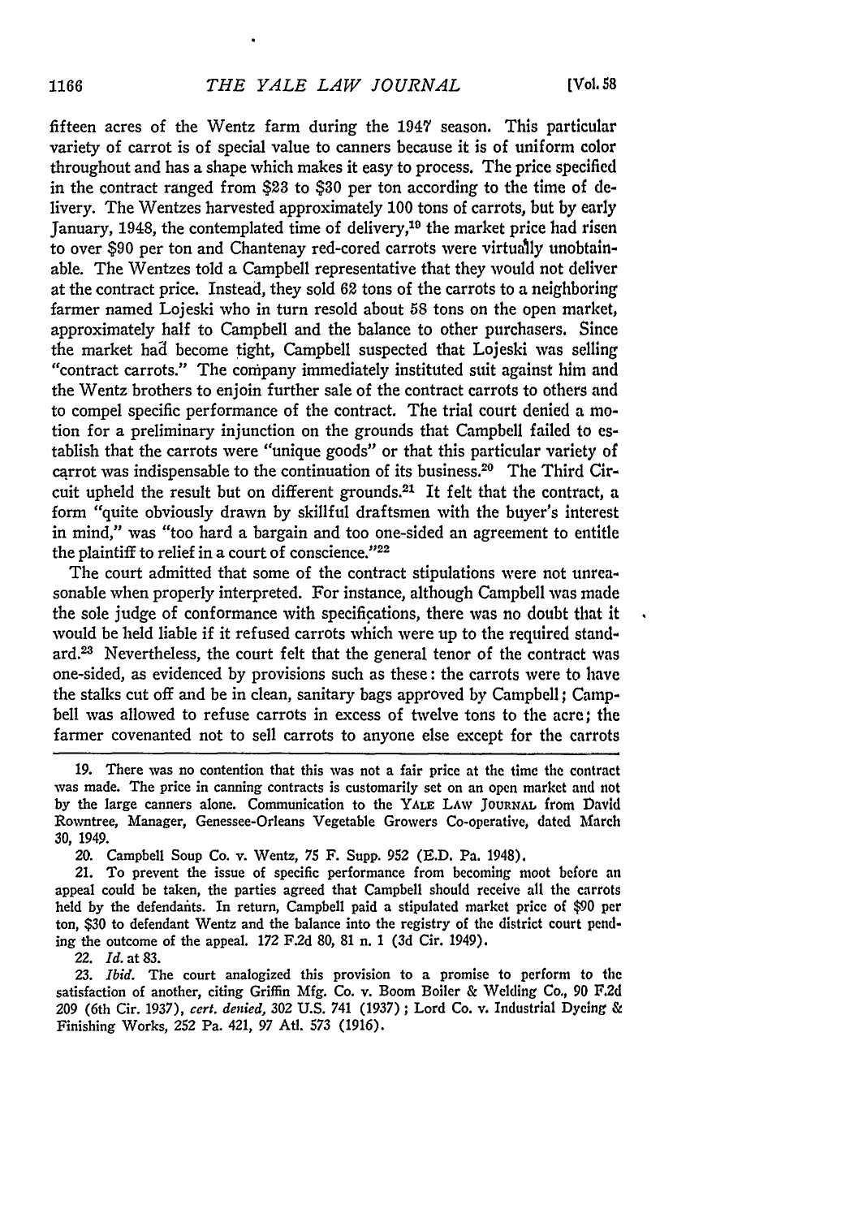fifteen acres of the Wentz farm during the 1947 season. This particular variety of carrot is of special value to canners because it is of uniform color throughout and has a shape which makes it easy to process. The price specified in the contract ranged from $23 to $30 per ton according to the time of delivery. The Wentzes harvested approximately 100 tons of carrots, but by early January, 1948, the contemplated time of delivery,[19] the market price had risen to over $90 per ton and Chantenay red-cored carrots were virtually unobtainable. The Wentzes told a Campbell representative that they would not deliver at the contract price. Instead, they sold 62 tons of the carrots to a neighboring farmer named Lojeski who in turn resold about 58 tons on the open market, approximately half to Campbell and the balance to other purchasers. Since the market had become tight, Campbell suspected that Lojeski was selling "contract carrots." The company immediately instituted suit against him and the Wentz brothers to enjoin further sale of the contract carrots to others and to compel specific performance of the contract. The trial court denied a motion for a preliminary injunction on the grounds that Campbell failed to establish that the carrots were "unique goods" or that this particular variety of carrot was indispensable to the continuation of its business.[20] The Third Circuit upheld the result but on different grounds.[21] It felt that the contract, a form "quite obviously drawn by skillful draftsmen with the buyer's interest in mind," was "too hard a bargain and too one-sided an agreement to entitle the plaintiff to relief in a court of conscience."[22]

The court admitted that some of the contract stipulations were not unreasonable when properly interpreted. For instance, although Campbell was made the sole judge of conformance with specifications, there was no doubt that it would be held liable if it refused carrots which were up to the required standard.[23] Nevertheless, the court felt that the general tenor of the contract was one-sided, as evidenced by provisions such as these: the carrots were to have the stalks cut off and be in clean, sanitary bags approved by Campbell; Campbell was allowed to refuse carrots in excess of twelve tons to the acre; the farmer covenanted not to sell carrots to anyone else except for the carrots

19. There was no contention that this was not a fair price at the time the contract was made. The price in canning contracts is customarily set on an open market and not by the large canners alone. Communication to the YALE LAW JOURNAL from David Rowntree, Manager, Genessee-Orleans Vegetable Growers Co-operative, dated March 30, 1949.

20. Campbell Soup Co. v. Wentz, 75 F. Supp. 952 (E.D. Pa. 1948).

21. To prevent the issue of specific performance from becoming moot before an appeal could be taken, the parties agreed that Campbell should receive all the carrots held by the defendants. In return, Campbell paid a stipulated market price of $90 per ton, $30 to defendant Wentz and the balance into the registry of the district court pending the outcome of the appeal. 172 F.2d 80, 81 n. 1 (3d Cir. 1949).

22. *Id.* at 83.

23. *Ibid.* The court analogized this provision to a promise to perform to the satisfaction of another, citing Griffin Mfg. Co. v. Boom Boiler & Welding Co., 90 F.2d 209 (6th Cir. 1937), *cert. denied*, 302 U.S. 741 (1937); Lord Co. v. Industrial Dyeing & Finishing Works, 252 Pa. 421, 97 Atl. 573 (1916).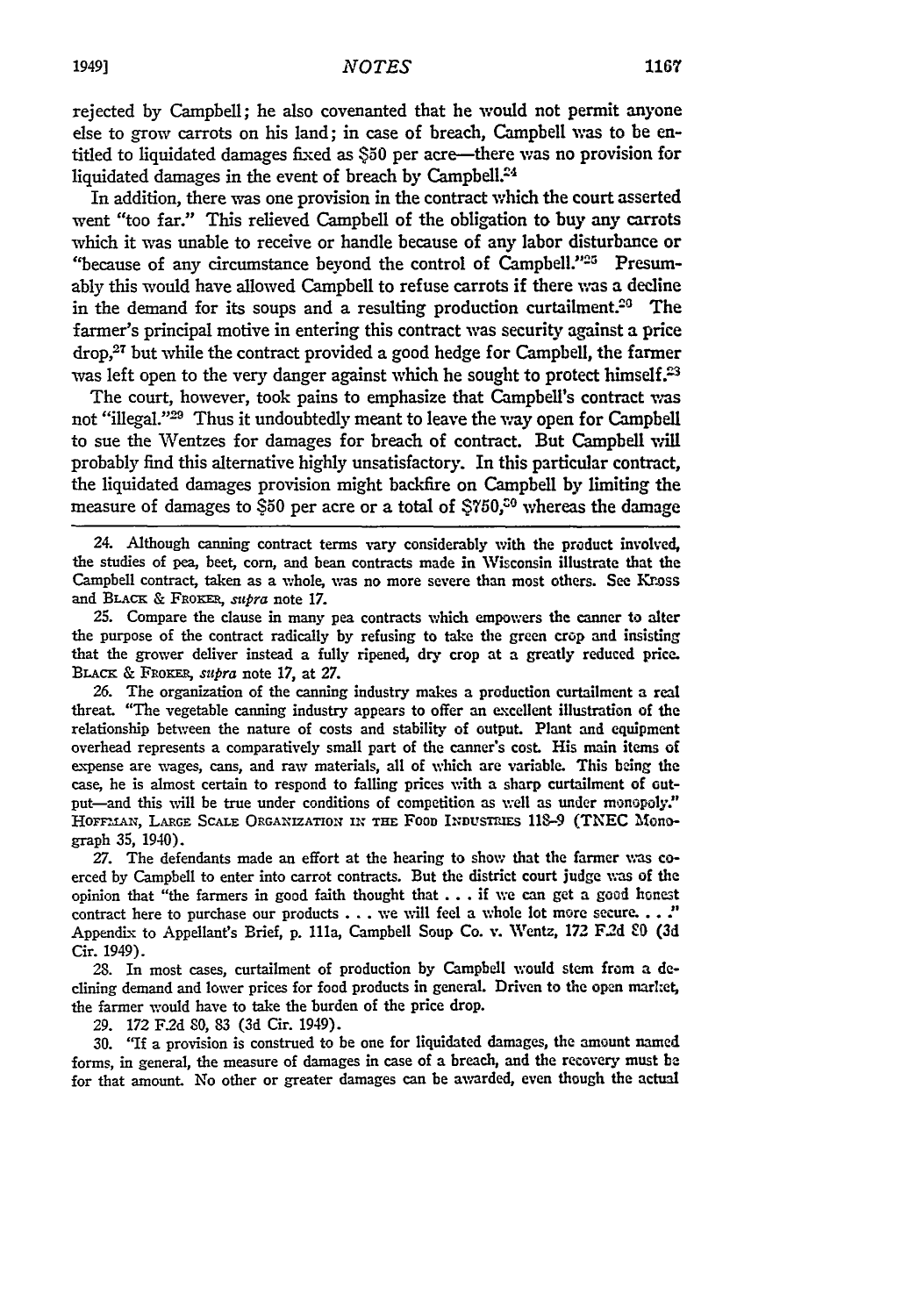rejected by Campbell; he also covenanted that he would not permit anyone else to grow carrots on his land; in case of breach, Campbell was to be entitled to liquidated damages fixed as $50 per acre—there was no provision for liquidated damages in the event of breach by Campbell.[24]

In addition, there was one provision in the contract which the court asserted went "too far." This relieved Campbell of the obligation to buy any carrots which it was unable to receive or handle because of any labor disturbance or "because of any circumstance beyond the control of Campbell."[25] Presumably this would have allowed Campbell to refuse carrots if there was a decline in the demand for its soups and a resulting production curtailment.[26] The farmer's principal motive in entering this contract was security against a price drop,[27] but while the contract provided a good hedge for Campbell, the farmer was left open to the very danger against which he sought to protect himself.[28]

The court, however, took pains to emphasize that Campbell's contract was not "illegal."[29] Thus it undoubtedly meant to leave the way open for Campbell to sue the Wentzes for damages for breach of contract. But Campbell will probably find this alternative highly unsatisfactory. In this particular contract, the liquidated damages provision might backfire on Campbell by limiting the measure of damages to $50 per acre or a total of $750,[30] whereas the damage

---

24. Although canning contract terms vary considerably with the product involved, the studies of pea, beet, corn, and bean contracts made in Wisconsin illustrate that the Campbell contract, taken as a whole, was no more severe than most others. See Kross and BLACK & FROKER, *supra* note 17.

25. Compare the clause in many pea contracts which empowers the canner to alter the purpose of the contract radically by refusing to take the green crop and insisting that the grower deliver instead a fully ripened, dry crop at a greatly reduced price. BLACK & FROKER, *supra* note 17, at 27.

26. The organization of the canning industry makes a production curtailment a real threat. "The vegetable canning industry appears to offer an excellent illustration of the relationship between the nature of costs and stability of output. Plant and equipment overhead represents a comparatively small part of the canner's cost. His main items of expense are wages, cans, and raw materials, all of which are variable. This being the case, he is almost certain to respond to falling prices with a sharp curtailment of output—and this will be true under conditions of competition as well as under monopoly." HOFFMAN, LARGE SCALE ORGANIZATION IN THE FOOD INDUSTRIES 118-9 (TNEC Monograph 35, 1940).

27. The defendants made an effort at the hearing to show that the farmer was coerced by Campbell to enter into carrot contracts. But the district court judge was of the opinion that "the farmers in good faith thought that . . . if we can get a good honest contract here to purchase our products . . . we will feel a whole lot more secure. . . ." Appendix to Appellant's Brief, p. 111a, Campbell Soup Co. v. Wentz, 172 F.2d 80 (3d Cir. 1949).

28. In most cases, curtailment of production by Campbell would stem from a declining demand and lower prices for food products in general. Driven to the open market, the farmer would have to take the burden of the price drop.

29. 172 F.2d 80, 83 (3d Cir. 1949).

30. "If a provision is construed to be one for liquidated damages, the amount named forms, in general, the measure of damages in case of a breach, and the recovery must be for that amount. No other or greater damages can be awarded, even though the actual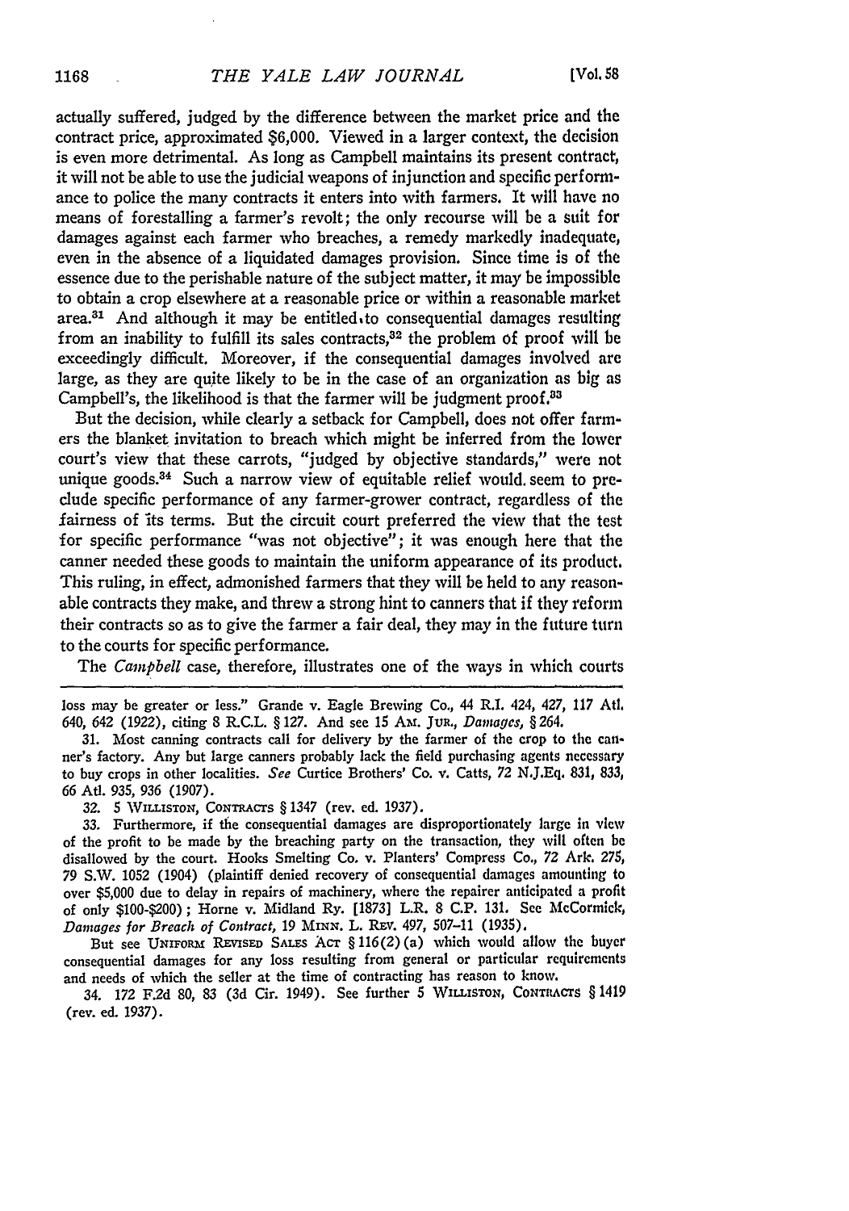actually suffered, judged by the difference between the market price and the contract price, approximated $6,000. Viewed in a larger context, the decision is even more detrimental. As long as Campbell maintains its present contract, it will not be able to use the judicial weapons of injunction and specific performance to police the many contracts it enters into with farmers. It will have no means of forestalling a farmer's revolt; the only recourse will be a suit for damages against each farmer who breaches, a remedy markedly inadequate, even in the absence of a liquidated damages provision. Since time is of the essence due to the perishable nature of the subject matter, it may be impossible to obtain a crop elsewhere at a reasonable price or within a reasonable market area.[31] And although it may be entitled to consequential damages resulting from an inability to fulfill its sales contracts,[32] the problem of proof will be exceedingly difficult. Moreover, if the consequential damages involved are large, as they are quite likely to be in the case of an organization as big as Campbell's, the likelihood is that the farmer will be judgment proof.[33]

But the decision, while clearly a setback for Campbell, does not offer farmers the blanket invitation to breach which might be inferred from the lower court's view that these carrots, "judged by objective standards," were not unique goods.[34] Such a narrow view of equitable relief would seem to preclude specific performance of any farmer-grower contract, regardless of the fairness of its terms. But the circuit court preferred the view that the test for specific performance "was not objective"; it was enough here that the canner needed these goods to maintain the uniform appearance of its product. This ruling, in effect, admonished farmers that they will be held to any reasonable contracts they make, and threw a strong hint to canners that if they reform their contracts so as to give the farmer a fair deal, they may in the future turn to the courts for specific performance.

The *Campbell* case, therefore, illustrates one of the ways in which courts

---

loss may be greater or less." Grande v. Eagle Brewing Co., 44 R.I. 424, 427, 117 Atl. 640, 642 (1922), citing 8 R.C.L. § 127. And see 15 AM. JUR., *Damages*, § 264.

31. Most canning contracts call for delivery by the farmer of the crop to the canner's factory. Any but large canners probably lack the field purchasing agents necessary to buy crops in other localities. *See* Curtice Brothers' Co. v. Catts, 72 N.J.Eq. 831, 833, 66 Atl. 935, 936 (1907).

32. 5 WILLISTON, CONTRACTS § 1347 (rev. ed. 1937).

33. Furthermore, if the consequential damages are disproportionately large in view of the profit to be made by the breaching party on the transaction, they will often be disallowed by the court. Hooks Smelting Co. v. Planters' Compress Co., 72 Ark. 275, 79 S.W. 1052 (1904) (plaintiff denied recovery of consequential damages amounting to over $5,000 due to delay in repairs of machinery, where the repairer anticipated a profit of only $100-$200); Horne v. Midland Ry. [1873] L.R. 8 C.P. 131. See McCormick, *Damages for Breach of Contract*, 19 MINN. L. REV. 497, 507-11 (1935).

But see UNIFORM REVISED SALES ACT § 116(2)(a) which would allow the buyer consequential damages for any loss resulting from general or particular requirements and needs of which the seller at the time of contracting has reason to know.

34. 172 F.2d 80, 83 (3d Cir. 1949). See further 5 WILLISTON, CONTRACTS § 1419 (rev. ed. 1937).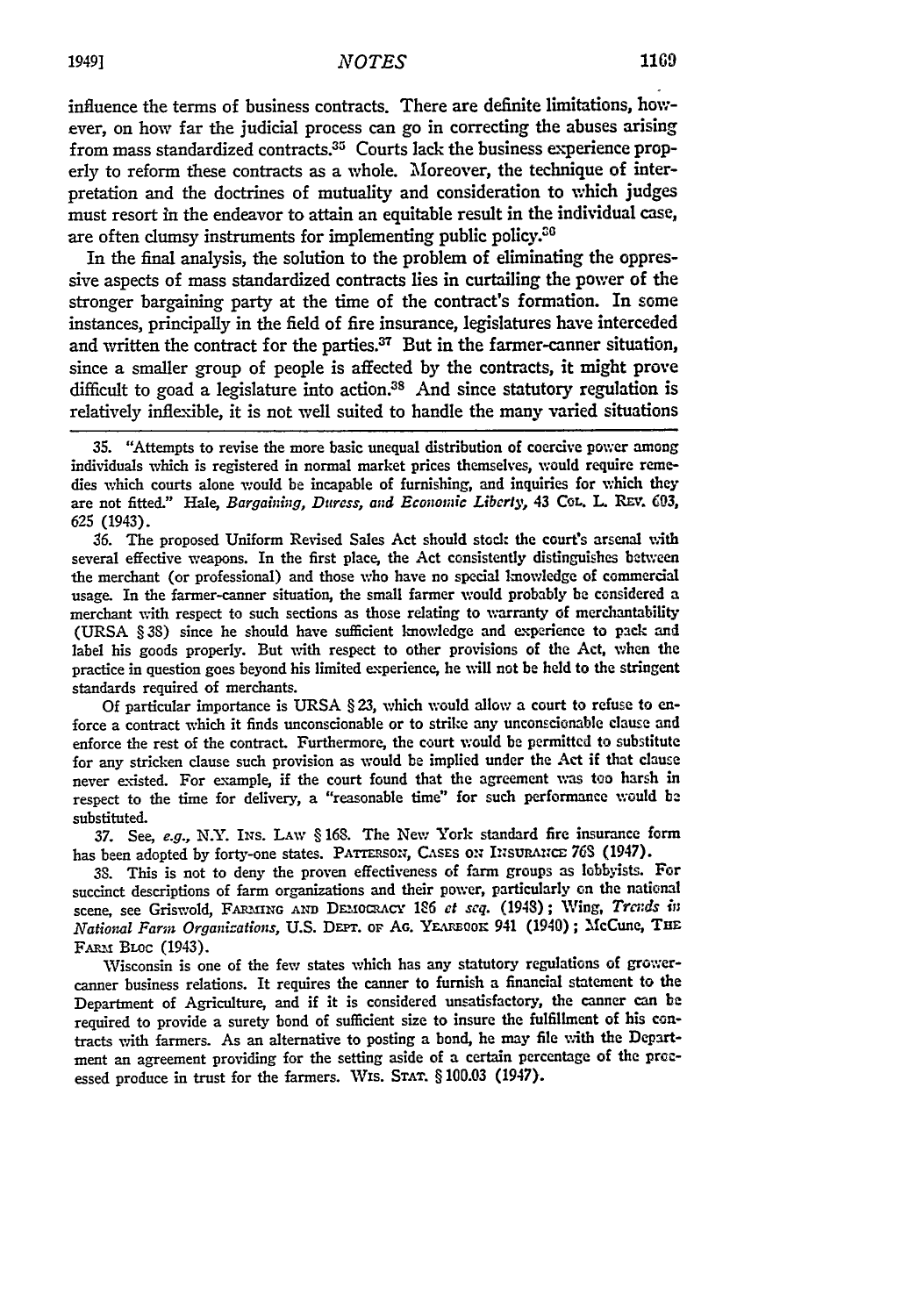influence the terms of business contracts. There are definite limitations, however, on how far the judicial process can go in correcting the abuses arising from mass standardized contracts.[35] Courts lack the business experience properly to reform these contracts as a whole. Moreover, the technique of interpretation and the doctrines of mutuality and consideration to which judges must resort in the endeavor to attain an equitable result in the individual case, are often clumsy instruments for implementing public policy.[36]

In the final analysis, the solution to the problem of eliminating the oppressive aspects of mass standardized contracts lies in curtailing the power of the stronger bargaining party at the time of the contract's formation. In some instances, principally in the field of fire insurance, legislatures have interceded and written the contract for the parties.[37] But in the farmer-canner situation, since a smaller group of people is affected by the contracts, it might prove difficult to goad a legislature into action.[38] And since statutory regulation is relatively inflexible, it is not well suited to handle the many varied situations

---

35. "Attempts to revise the more basic unequal distribution of coercive power among individuals which is registered in normal market prices themselves, would require remedies which courts alone would be incapable of furnishing, and inquiries for which they are not fitted." Hale, *Bargaining, Duress, and Economic Liberty*, 43 COL. L. REV. 603, 625 (1943).

36. The proposed Uniform Revised Sales Act should stock the court's arsenal with several effective weapons. In the first place, the Act consistently distinguishes between the merchant (or professional) and those who have no special knowledge of commercial usage. In the farmer-canner situation, the small farmer would probably be considered a merchant with respect to such sections as those relating to warranty of merchantability (URSA § 38) since he should have sufficient knowledge and experience to pack and label his goods properly. But with respect to other provisions of the Act, when the practice in question goes beyond his limited experience, he will not be held to the stringent standards required of merchants.

Of particular importance is URSA § 23, which would allow a court to refuse to enforce a contract which it finds unconscionable or to strike any unconscionable clause and enforce the rest of the contract. Furthermore, the court would be permitted to substitute for any stricken clause such provision as would be implied under the Act if that clause never existed. For example, if the court found that the agreement was too harsh in respect to the time for delivery, a "reasonable time" for such performance would be substituted.

37. See, *e.g.*, N.Y. INS. LAW § 168. The New York standard fire insurance form has been adopted by forty-one states. PATTERSON, CASES ON INSURANCE 768 (1947).

38. This is not to deny the proven effectiveness of farm groups as lobbyists. For succinct descriptions of farm organizations and their power, particularly on the national scene, see Griswold, FARMING AND DEMOCRACY 186 *et seq.* (1948); Wing, *Trends in National Farm Organizations*, U.S. DEPT. OF AG. YEARBOOK 941 (1940); McCune, THE FARM BLOC (1943).

Wisconsin is one of the few states which has any statutory regulations of grower-canner business relations. It requires the canner to furnish a financial statement to the Department of Agriculture, and if it is considered unsatisfactory, the canner can be required to provide a surety bond of sufficient size to insure the fulfillment of his contracts with farmers. As an alternative to posting a bond, he may file with the Department an agreement providing for the setting aside of a certain percentage of the processed produce in trust for the farmers. WIS. STAT. § 100.03 (1947).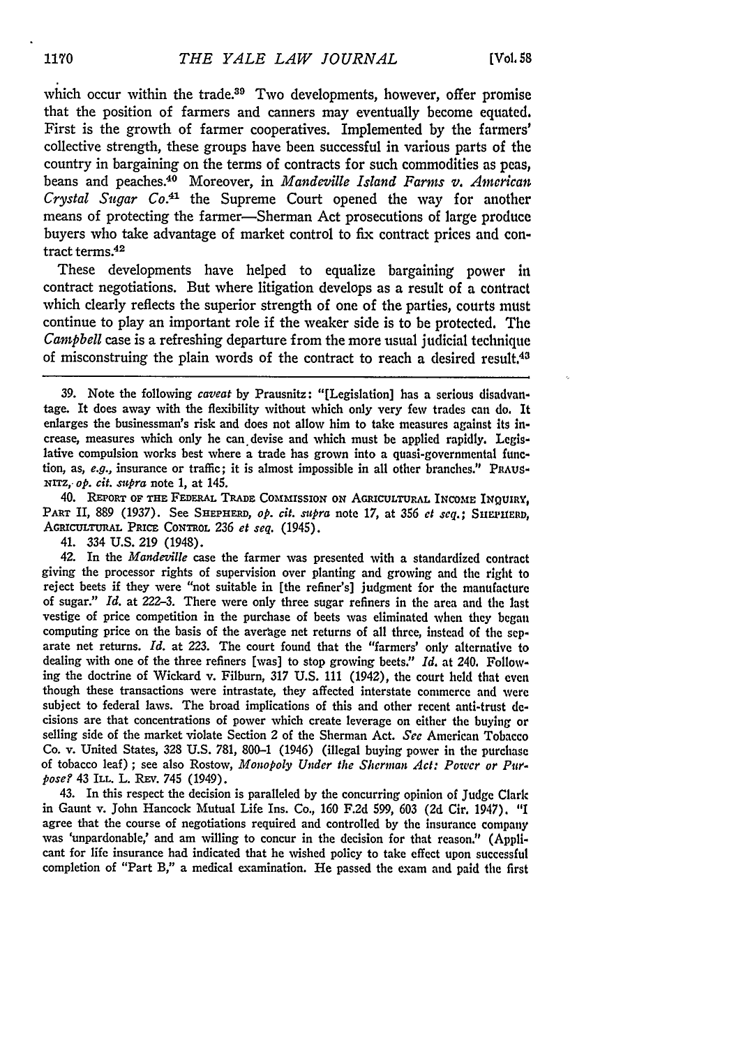which occur within the trade.[39] Two developments, however, offer promise that the position of farmers and canners may eventually become equated. First is the growth of farmer cooperatives. Implemented by the farmers' collective strength, these groups have been successful in various parts of the country in bargaining on the terms of contracts for such commodities as peas, beans and peaches.[40] Moreover, in *Mandeville Island Farms v. American Crystal Sugar Co.*[41] the Supreme Court opened the way for another means of protecting the farmer—Sherman Act prosecutions of large produce buyers who take advantage of market control to fix contract prices and contract terms.[42]

These developments have helped to equalize bargaining power in contract negotiations. But where litigation develops as a result of a contract which clearly reflects the superior strength of one of the parties, courts must continue to play an important role if the weaker side is to be protected. The *Campbell* case is a refreshing departure from the more usual judicial technique of misconstruing the plain words of the contract to reach a desired result.[43]

---

39. Note the following *caveat* by Prausnitz: "[Legislation] has a serious disadvantage. It does away with the flexibility without which only very few trades can do. It enlarges the businessman's risk and does not allow him to take measures against its increase, measures which only he can devise and which must be applied rapidly. Legislative compulsion works best where a trade has grown into a quasi-governmental function, as, *e.g.*, insurance or traffic; it is almost impossible in all other branches." PRAUSNITZ, *op. cit. supra* note 1, at 145.

40. REPORT OF THE FEDERAL TRADE COMMISSION ON AGRICULTURAL INCOME INQUIRY, PART II, 889 (1937). See SHEPHERD, *op. cit. supra* note 17, at 356 *et seq.*; SHEPHERD, AGRICULTURAL PRICE CONTROL 236 *et seq.* (1945).

41. 334 U.S. 219 (1948).

42. In the *Mandeville* case the farmer was presented with a standardized contract giving the processor rights of supervision over planting and growing and the right to reject beets if they were "not suitable in [the refiner's] judgment for the manufacture of sugar." *Id.* at 222-3. There were only three sugar refiners in the area and the last vestige of price competition in the purchase of beets was eliminated when they began computing price on the basis of the average net returns of all three, instead of the separate net returns. *Id.* at 223. The court found that the "farmers' only alternative to dealing with one of the three refiners [was] to stop growing beets." *Id.* at 240. Following the doctrine of Wickard v. Filburn, 317 U.S. 111 (1942), the court held that even though these transactions were intrastate, they affected interstate commerce and were subject to federal laws. The broad implications of this and other recent anti-trust decisions are that concentrations of power which create leverage on either the buying or selling side of the market violate Section 2 of the Sherman Act. *See* American Tobacco Co. v. United States, 328 U.S. 781, 800-1 (1946) (illegal buying power in the purchase of tobacco leaf); see also Rostow, *Monopoly Under the Sherman Act: Power or Purpose?* 43 ILL. L. REV. 745 (1949).

43. In this respect the decision is paralleled by the concurring opinion of Judge Clark in Gaunt v. John Hancock Mutual Life Ins. Co., 160 F.2d 599, 603 (2d Cir. 1947). "I agree that the course of negotiations required and controlled by the insurance company was 'unpardonable,' and am willing to concur in the decision for that reason." (Applicant for life insurance had indicated that he wished policy to take effect upon successful completion of "Part B," a medical examination. He passed the exam and paid the first